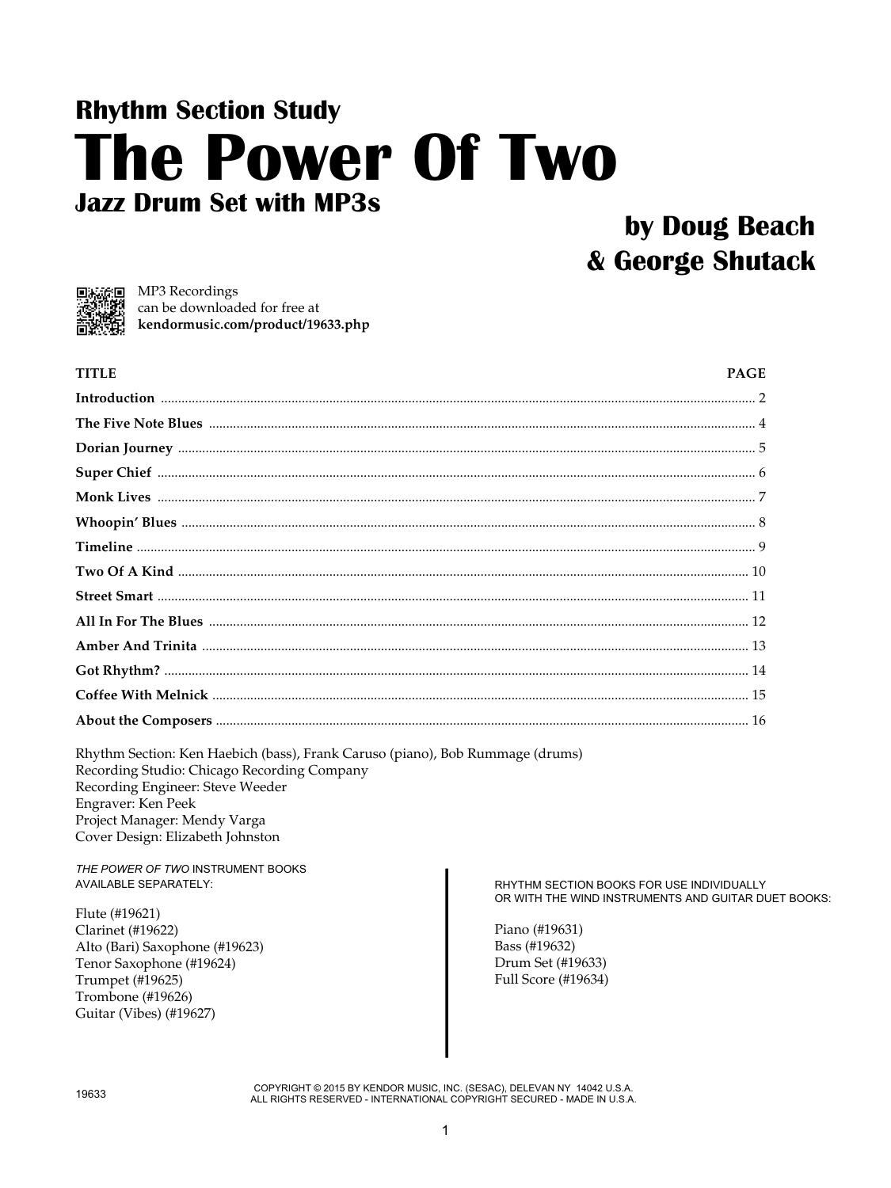**Rhythm Section Study**

# The Power Of Two

**Jazz Drum Set with MP3s**

**by Doug Beach**
**& George Shutack**

MP3 Recordings
can be downloaded for free at
**kendormusic.com/product/19633.php**

| TITLE | PAGE |
|---|---|
| **Introduction** | 2 |
| **The Five Note Blues** | 4 |
| **Dorian Journey** | 5 |
| **Super Chief** | 6 |
| **Monk Lives** | 7 |
| **Whoopin' Blues** | 8 |
| **Timeline** | 9 |
| **Two Of A Kind** | 10 |
| **Street Smart** | 11 |
| **All In For The Blues** | 12 |
| **Amber And Trinita** | 13 |
| **Got Rhythm?** | 14 |
| **Coffee With Melnick** | 15 |
| **About the Composers** | 16 |

Rhythm Section: Ken Haebich (bass), Frank Caruso (piano), Bob Rummage (drums)
Recording Studio: Chicago Recording Company
Recording Engineer: Steve Weeder
Engraver: Ken Peek
Project Manager: Mendy Varga
Cover Design: Elizabeth Johnston

*THE POWER OF TWO* INSTRUMENT BOOKS
AVAILABLE SEPARATELY:

Flute (#19621)
Clarinet (#19622)
Alto (Bari) Saxophone (#19623)
Tenor Saxophone (#19624)
Trumpet (#19625)
Trombone (#19626)
Guitar (Vibes) (#19627)

RHYTHM SECTION BOOKS FOR USE INDIVIDUALLY
OR WITH THE WIND INSTRUMENTS AND GUITAR DUET BOOKS:

Piano (#19631)
Bass (#19632)
Drum Set (#19633)
Full Score (#19634)

19633

COPYRIGHT © 2015 BY KENDOR MUSIC, INC. (SESAC), DELEVAN NY 14042 U.S.A.
ALL RIGHTS RESERVED - INTERNATIONAL COPYRIGHT SECURED - MADE IN U.S.A.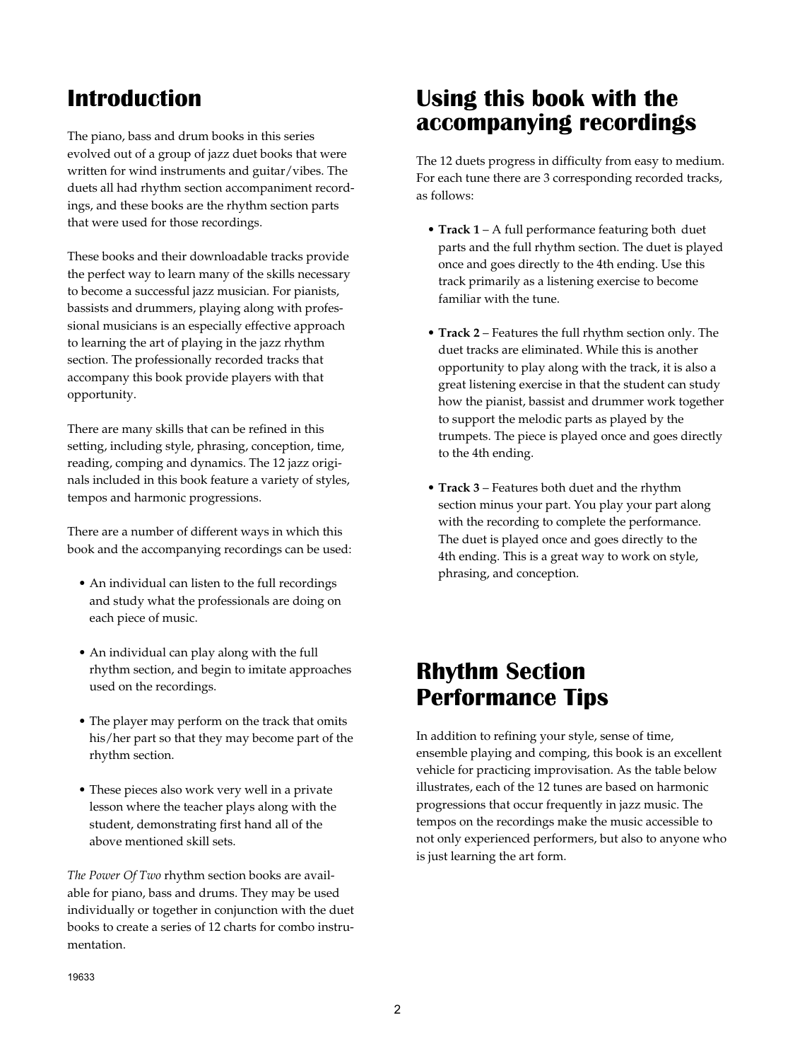## Introduction

The piano, bass and drum books in this series evolved out of a group of jazz duet books that were written for wind instruments and guitar/vibes. The duets all had rhythm section accompaniment recordings, and these books are the rhythm section parts that were used for those recordings.

These books and their downloadable tracks provide the perfect way to learn many of the skills necessary to become a successful jazz musician. For pianists, bassists and drummers, playing along with professional musicians is an especially effective approach to learning the art of playing in the jazz rhythm section. The professionally recorded tracks that accompany this book provide players with that opportunity.

There are many skills that can be refined in this setting, including style, phrasing, conception, time, reading, comping and dynamics. The 12 jazz originals included in this book feature a variety of styles, tempos and harmonic progressions.

There are a number of different ways in which this book and the accompanying recordings can be used:

- An individual can listen to the full recordings and study what the professionals are doing on each piece of music.
- An individual can play along with the full rhythm section, and begin to imitate approaches used on the recordings.
- The player may perform on the track that omits his/her part so that they may become part of the rhythm section.
- These pieces also work very well in a private lesson where the teacher plays along with the student, demonstrating first hand all of the above mentioned skill sets.

*The Power Of Two* rhythm section books are available for piano, bass and drums. They may be used individually or together in conjunction with the duet books to create a series of 12 charts for combo instrumentation.

19633

## Using this book with the accompanying recordings

The 12 duets progress in difficulty from easy to medium. For each tune there are 3 corresponding recorded tracks, as follows:

- **Track 1** – A full performance featuring both duet parts and the full rhythm section. The duet is played once and goes directly to the 4th ending. Use this track primarily as a listening exercise to become familiar with the tune.
- **Track 2** – Features the full rhythm section only. The duet tracks are eliminated. While this is another opportunity to play along with the track, it is also a great listening exercise in that the student can study how the pianist, bassist and drummer work together to support the melodic parts as played by the trumpets. The piece is played once and goes directly to the 4th ending.
- **Track 3** – Features both duet and the rhythm section minus your part. You play your part along with the recording to complete the performance. The duet is played once and goes directly to the 4th ending. This is a great way to work on style, phrasing, and conception.

## Rhythm Section Performance Tips

In addition to refining your style, sense of time, ensemble playing and comping, this book is an excellent vehicle for practicing improvisation. As the table below illustrates, each of the 12 tunes are based on harmonic progressions that occur frequently in jazz music. The tempos on the recordings make the music accessible to not only experienced performers, but also to anyone who is just learning the art form.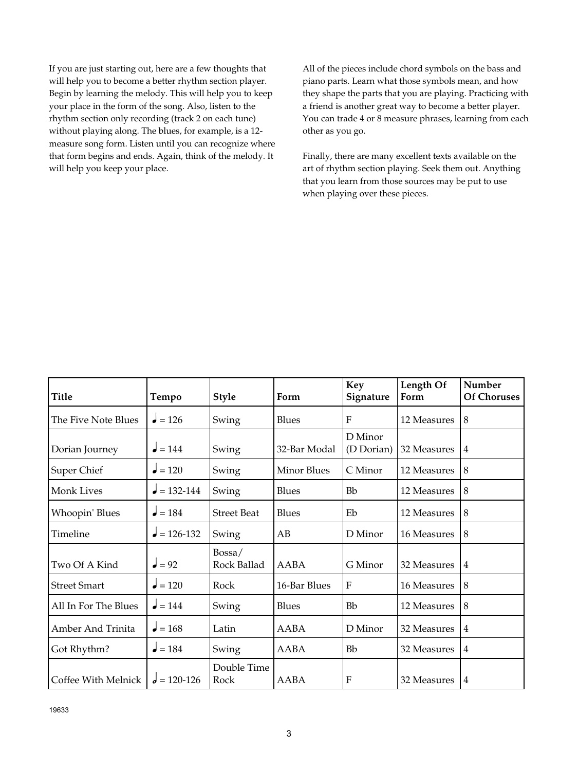If you are just starting out, here are a few thoughts that will help you to become a better rhythm section player. Begin by learning the melody. This will help you to keep your place in the form of the song. Also, listen to the rhythm section only recording (track 2 on each tune) without playing along. The blues, for example, is a 12-measure song form. Listen until you can recognize where that form begins and ends. Again, think of the melody. It will help you keep your place.

All of the pieces include chord symbols on the bass and piano parts. Learn what those symbols mean, and how they shape the parts that you are playing. Practicing with a friend is another great way to become a better player. You can trade 4 or 8 measure phrases, learning from each other as you go.

Finally, there are many excellent texts available on the art of rhythm section playing. Seek them out. Anything that you learn from those sources may be put to use when playing over these pieces.

| Title | Tempo | Style | Form | Key Signature | Length Of Form | Number Of Choruses |
|---|---|---|---|---|---|---|
| The Five Note Blues | ♩ = 126 | Swing | Blues | F | 12 Measures | 8 |
| Dorian Journey | ♩ = 144 | Swing | 32-Bar Modal | D Minor (D Dorian) | 32 Measures | 4 |
| Super Chief | ♩ = 120 | Swing | Minor Blues | C Minor | 12 Measures | 8 |
| Monk Lives | ♩ = 132-144 | Swing | Blues | Bb | 12 Measures | 8 |
| Whoopin' Blues | ♩ = 184 | Street Beat | Blues | Eb | 12 Measures | 8 |
| Timeline | ♩ = 126-132 | Swing | AB | D Minor | 16 Measures | 8 |
| Two Of A Kind | ♩ = 92 | Bossa/ Rock Ballad | AABA | G Minor | 32 Measures | 4 |
| Street Smart | ♩ = 120 | Rock | 16-Bar Blues | F | 16 Measures | 8 |
| All In For The Blues | ♩ = 144 | Swing | Blues | Bb | 12 Measures | 8 |
| Amber And Trinita | ♩ = 168 | Latin | AABA | D Minor | 32 Measures | 4 |
| Got Rhythm? | ♩ = 184 | Swing | AABA | Bb | 32 Measures | 4 |
| Coffee With Melnick | 𝅗𝅥 = 120-126 | Double Time Rock | AABA | F | 32 Measures | 4 |

19633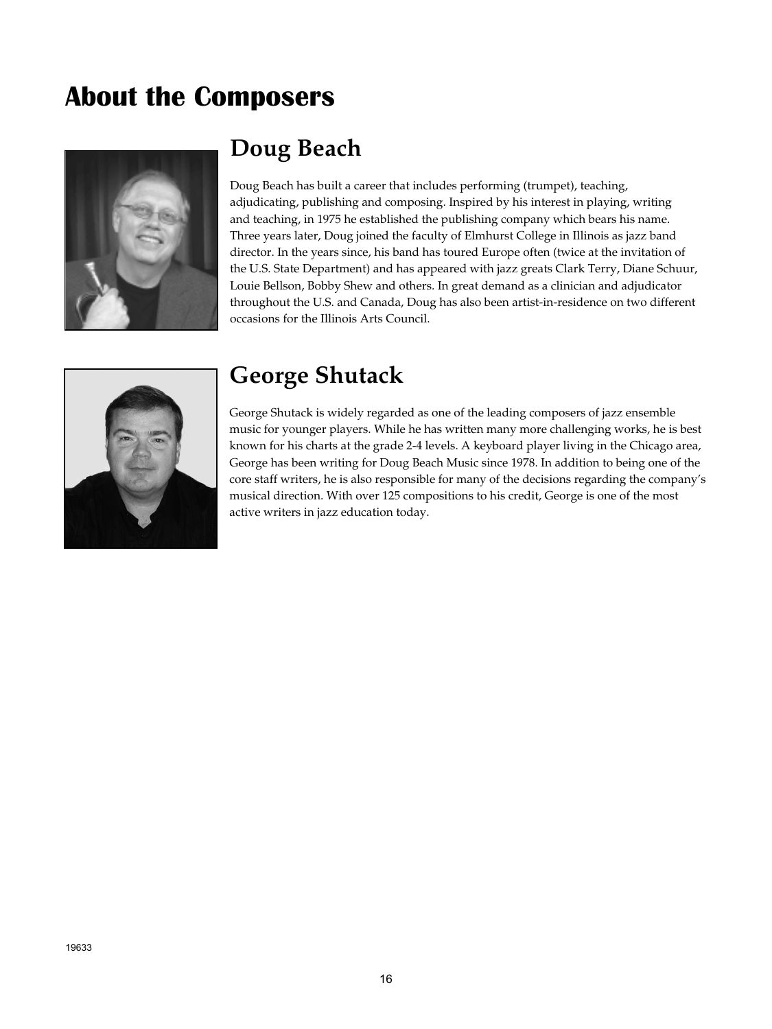# About the Composers

## Doug Beach

Doug Beach has built a career that includes performing (trumpet), teaching, adjudicating, publishing and composing. Inspired by his interest in playing, writing and teaching, in 1975 he established the publishing company which bears his name. Three years later, Doug joined the faculty of Elmhurst College in Illinois as jazz band director. In the years since, his band has toured Europe often (twice at the invitation of the U.S. State Department) and has appeared with jazz greats Clark Terry, Diane Schuur, Louie Bellson, Bobby Shew and others. In great demand as a clinician and adjudicator throughout the U.S. and Canada, Doug has also been artist-in-residence on two different occasions for the Illinois Arts Council.

## George Shutack

George Shutack is widely regarded as one of the leading composers of jazz ensemble music for younger players. While he has written many more challenging works, he is best known for his charts at the grade 2-4 levels. A keyboard player living in the Chicago area, George has been writing for Doug Beach Music since 1978. In addition to being one of the core staff writers, he is also responsible for many of the decisions regarding the company's musical direction. With over 125 compositions to his credit, George is one of the most active writers in jazz education today.

19633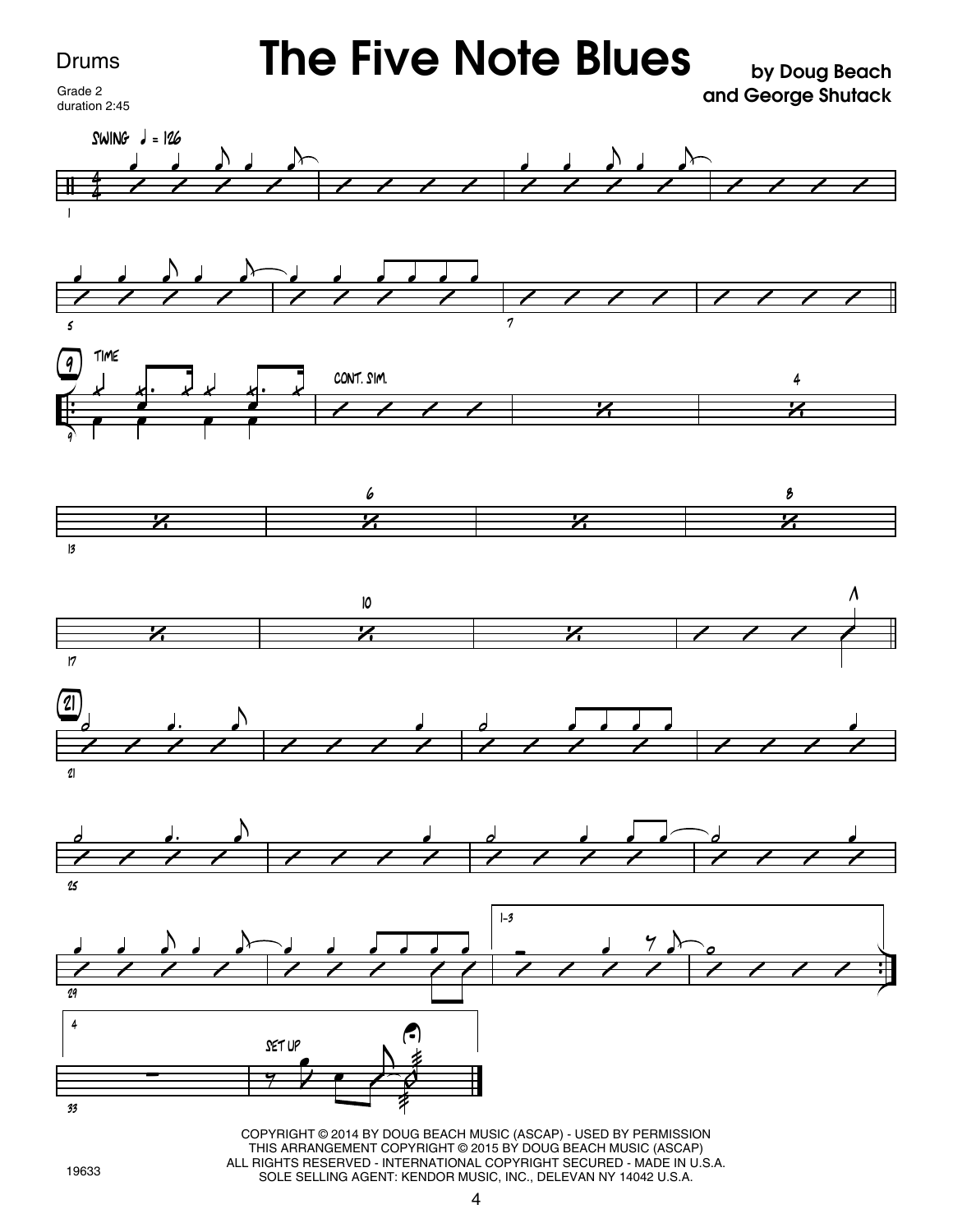Drums

# The Five Note Blues

Grade 2
duration 2:45

by Doug Beach
and George Shutack

COPYRIGHT © 2014 BY DOUG BEACH MUSIC (ASCAP) - USED BY PERMISSION
THIS ARRANGEMENT COPYRIGHT © 2015 BY DOUG BEACH MUSIC (ASCAP)
ALL RIGHTS RESERVED - INTERNATIONAL COPYRIGHT SECURED - MADE IN U.S.A.
SOLE SELLING AGENT: KENDOR MUSIC, INC., DELEVAN NY 14042 U.S.A.

19633